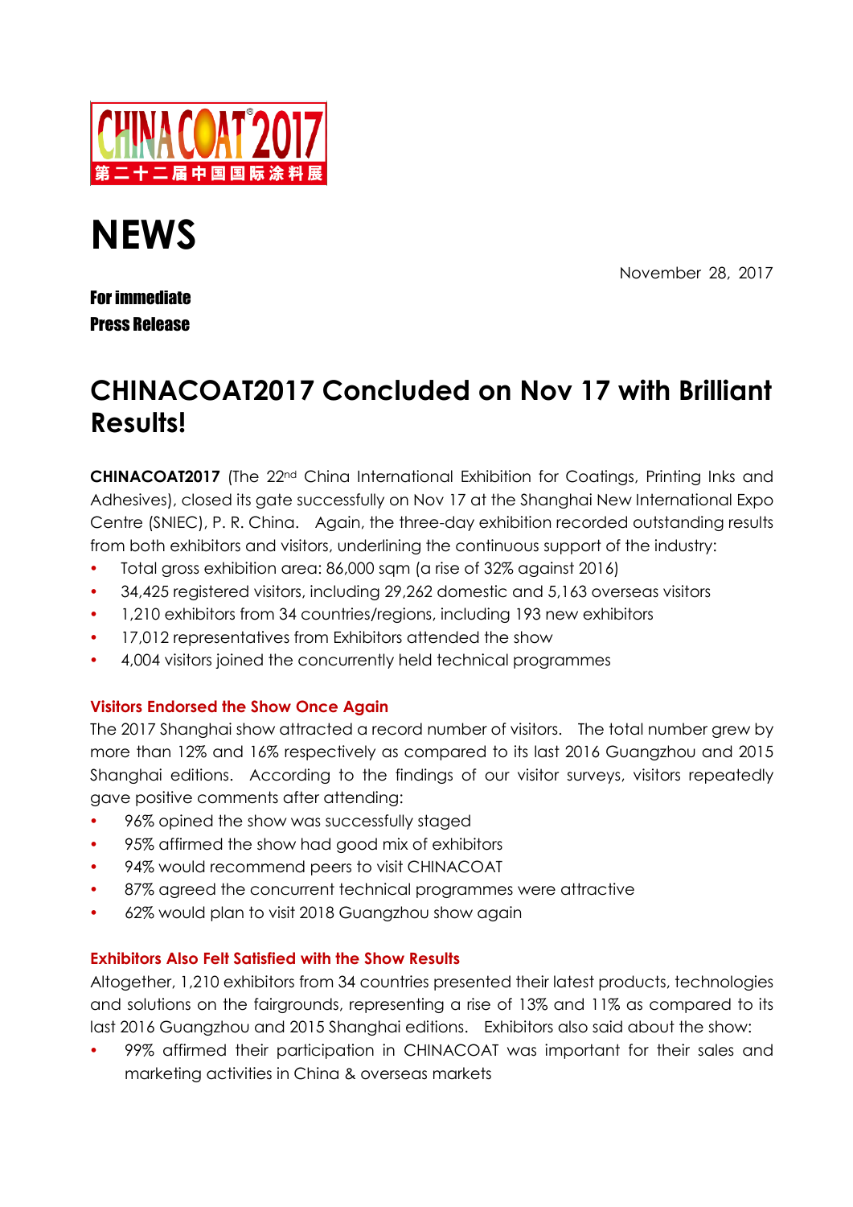CHINACOAT®2017
第二十二届中国国际涂料展

# NEWS

November 28, 2017

**For immediate Press Release**

## CHINACOAT2017 Concluded on Nov 17 with Brilliant Results!

**CHINACOAT2017** (The 22nd China International Exhibition for Coatings, Printing Inks and Adhesives), closed its gate successfully on Nov 17 at the Shanghai New International Expo Centre (SNIEC), P. R. China. Again, the three-day exhibition recorded outstanding results from both exhibitors and visitors, underlining the continuous support of the industry:

- Total gross exhibition area: 86,000 sqm (a rise of 32% against 2016)
- 34,425 registered visitors, including 29,262 domestic and 5,163 overseas visitors
- 1,210 exhibitors from 34 countries/regions, including 193 new exhibitors
- 17,012 representatives from Exhibitors attended the show
- 4,004 visitors joined the concurrently held technical programmes

### Visitors Endorsed the Show Once Again

The 2017 Shanghai show attracted a record number of visitors. The total number grew by more than 12% and 16% respectively as compared to its last 2016 Guangzhou and 2015 Shanghai editions. According to the findings of our visitor surveys, visitors repeatedly gave positive comments after attending:

- 96% opined the show was successfully staged
- 95% affirmed the show had good mix of exhibitors
- 94% would recommend peers to visit CHINACOAT
- 87% agreed the concurrent technical programmes were attractive
- 62% would plan to visit 2018 Guangzhou show again

### Exhibitors Also Felt Satisfied with the Show Results

Altogether, 1,210 exhibitors from 34 countries presented their latest products, technologies and solutions on the fairgrounds, representing a rise of 13% and 11% as compared to its last 2016 Guangzhou and 2015 Shanghai editions. Exhibitors also said about the show:

- 99% affirmed their participation in CHINACOAT was important for their sales and marketing activities in China & overseas markets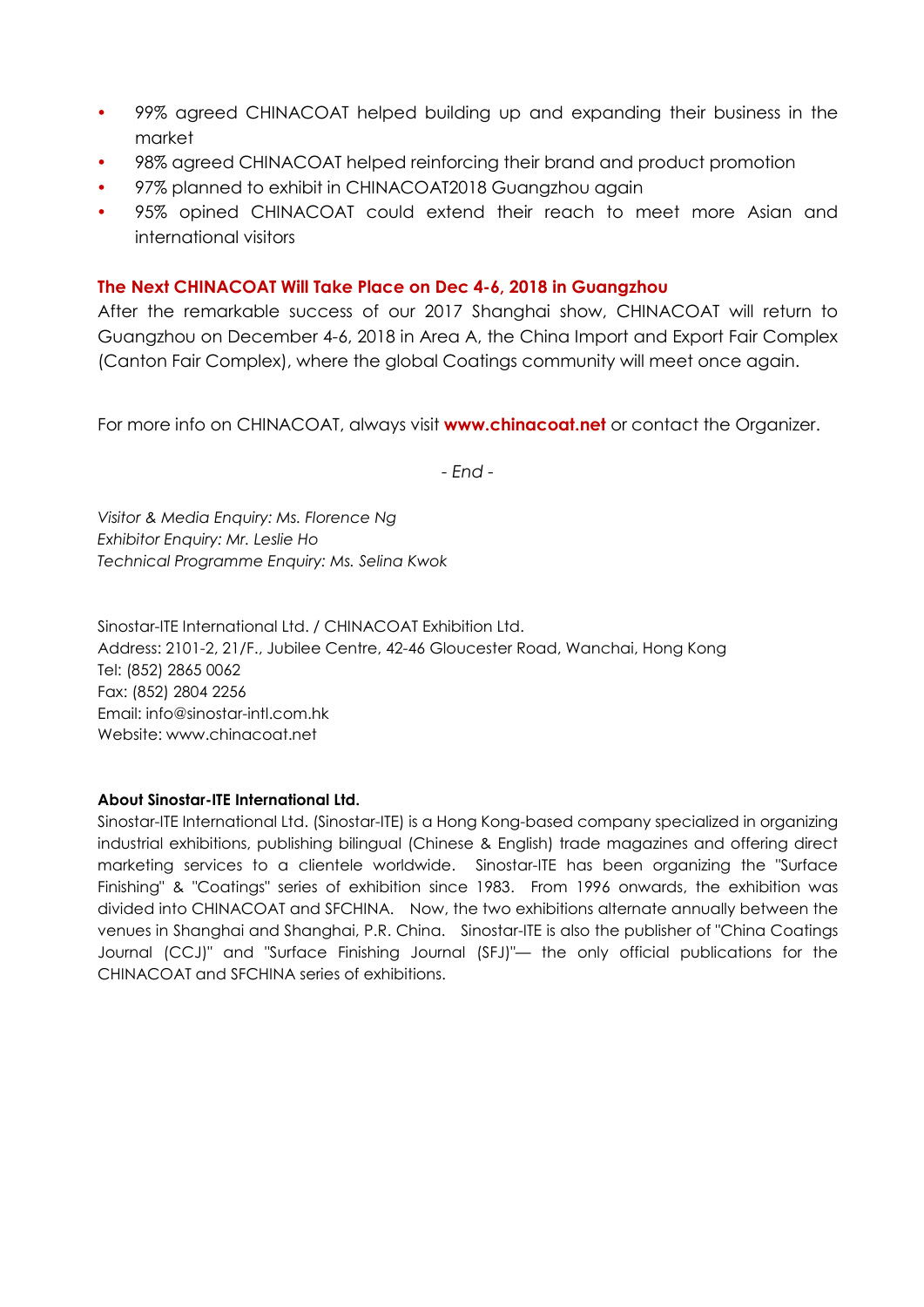- 99% agreed CHINACOAT helped building up and expanding their business in the market
- 98% agreed CHINACOAT helped reinforcing their brand and product promotion
- 97% planned to exhibit in CHINACOAT2018 Guangzhou again
- 95% opined CHINACOAT could extend their reach to meet more Asian and international visitors

**The Next CHINACOAT Will Take Place on Dec 4-6, 2018 in Guangzhou**

After the remarkable success of our 2017 Shanghai show, CHINACOAT will return to Guangzhou on December 4-6, 2018 in Area A, the China Import and Export Fair Complex (Canton Fair Complex), where the global Coatings community will meet once again.

For more info on CHINACOAT, always visit **www.chinacoat.net** or contact the Organizer.

*- End -*

*Visitor & Media Enquiry: Ms. Florence Ng*
*Exhibitor Enquiry: Mr. Leslie Ho*
*Technical Programme Enquiry: Ms. Selina Kwok*

Sinostar-ITE International Ltd. / CHINACOAT Exhibition Ltd.
Address: 2101-2, 21/F., Jubilee Centre, 42-46 Gloucester Road, Wanchai, Hong Kong
Tel: (852) 2865 0062
Fax: (852) 2804 2256
Email: info@sinostar-intl.com.hk
Website: www.chinacoat.net

**About Sinostar-ITE International Ltd.**

Sinostar-ITE International Ltd. (Sinostar-ITE) is a Hong Kong-based company specialized in organizing industrial exhibitions, publishing bilingual (Chinese & English) trade magazines and offering direct marketing services to a clientele worldwide. Sinostar-ITE has been organizing the "Surface Finishing" & "Coatings" series of exhibition since 1983. From 1996 onwards, the exhibition was divided into CHINACOAT and SFCHINA. Now, the two exhibitions alternate annually between the venues in Shanghai and Shanghai, P.R. China. Sinostar-ITE is also the publisher of "China Coatings Journal (CCJ)" and "Surface Finishing Journal (SFJ)"— the only official publications for the CHINACOAT and SFCHINA series of exhibitions.